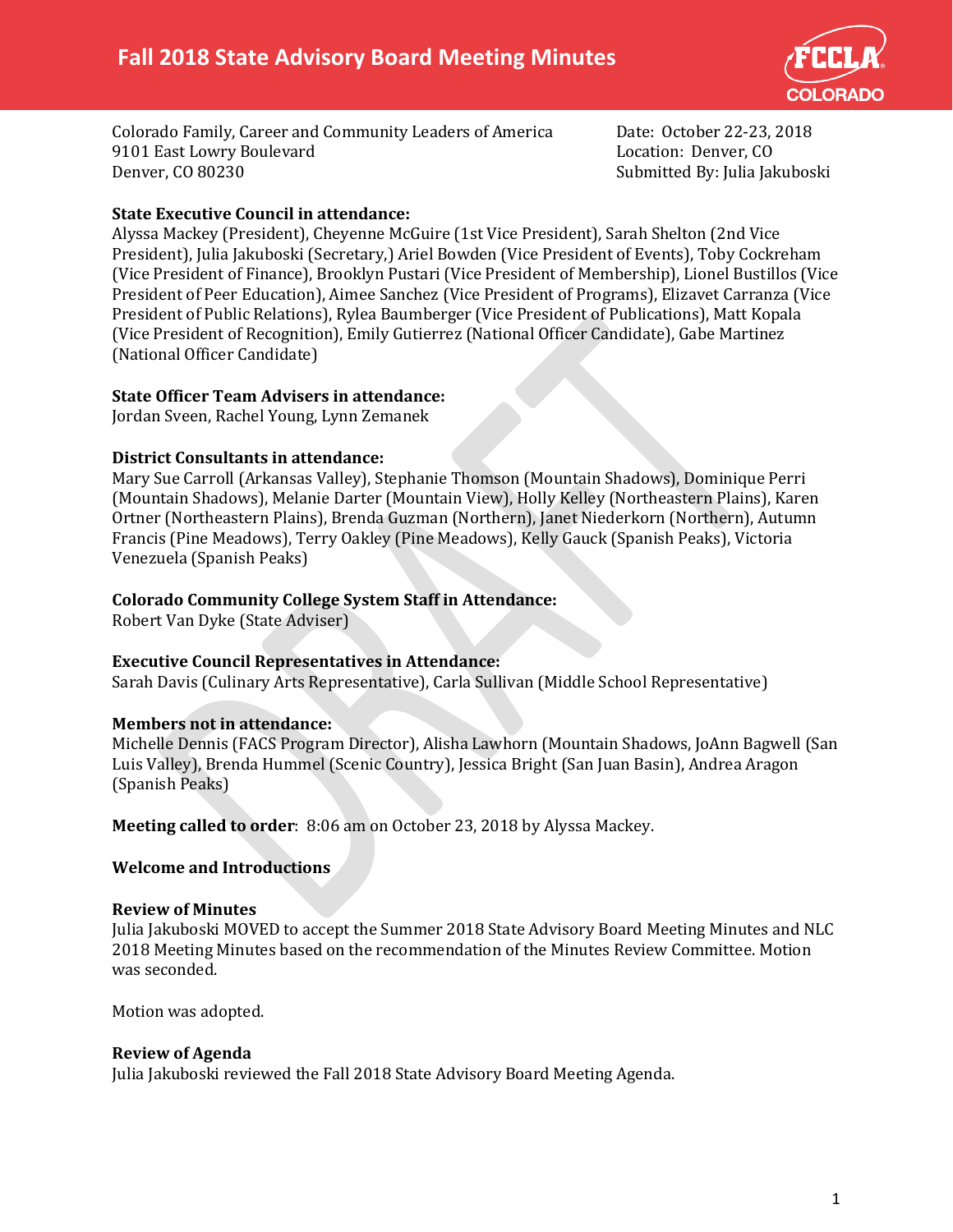# Fall 2018 State Advisory Board Meeting Minutes

Colorado Family, Career and Community Leaders of America
9101 East Lowry Boulevard
Denver, CO 80230

Date: October 22-23, 2018
Location: Denver, CO
Submitted By: Julia Jakuboski

**State Executive Council in attendance:**
Alyssa Mackey (President), Cheyenne McGuire (1st Vice President), Sarah Shelton (2nd Vice President), Julia Jakuboski (Secretary,) Ariel Bowden (Vice President of Events), Toby Cockreham (Vice President of Finance), Brooklyn Pustari (Vice President of Membership), Lionel Bustillos (Vice President of Peer Education), Aimee Sanchez (Vice President of Programs), Elizavet Carranza (Vice President of Public Relations), Rylea Baumberger (Vice President of Publications), Matt Kopala (Vice President of Recognition), Emily Gutierrez (National Officer Candidate), Gabe Martinez (National Officer Candidate)

**State Officer Team Advisers in attendance:**
Jordan Sveen, Rachel Young, Lynn Zemanek

**District Consultants in attendance:**
Mary Sue Carroll (Arkansas Valley), Stephanie Thomson (Mountain Shadows), Dominique Perri (Mountain Shadows), Melanie Darter (Mountain View), Holly Kelley (Northeastern Plains), Karen Ortner (Northeastern Plains), Brenda Guzman (Northern), Janet Niederkorn (Northern), Autumn Francis (Pine Meadows), Terry Oakley (Pine Meadows), Kelly Gauck (Spanish Peaks), Victoria Venezuela (Spanish Peaks)

**Colorado Community College System Staff in Attendance:**
Robert Van Dyke (State Adviser)

**Executive Council Representatives in Attendance:**
Sarah Davis (Culinary Arts Representative), Carla Sullivan (Middle School Representative)

**Members not in attendance:**
Michelle Dennis (FACS Program Director), Alisha Lawhorn (Mountain Shadows, JoAnn Bagwell (San Luis Valley), Brenda Hummel (Scenic Country), Jessica Bright (San Juan Basin), Andrea Aragon (Spanish Peaks)

**Meeting called to order**: 8:06 am on October 23, 2018 by Alyssa Mackey.

**Welcome and Introductions**

**Review of Minutes**
Julia Jakuboski MOVED to accept the Summer 2018 State Advisory Board Meeting Minutes and NLC 2018 Meeting Minutes based on the recommendation of the Minutes Review Committee. Motion was seconded.

Motion was adopted.

**Review of Agenda**
Julia Jakuboski reviewed the Fall 2018 State Advisory Board Meeting Agenda.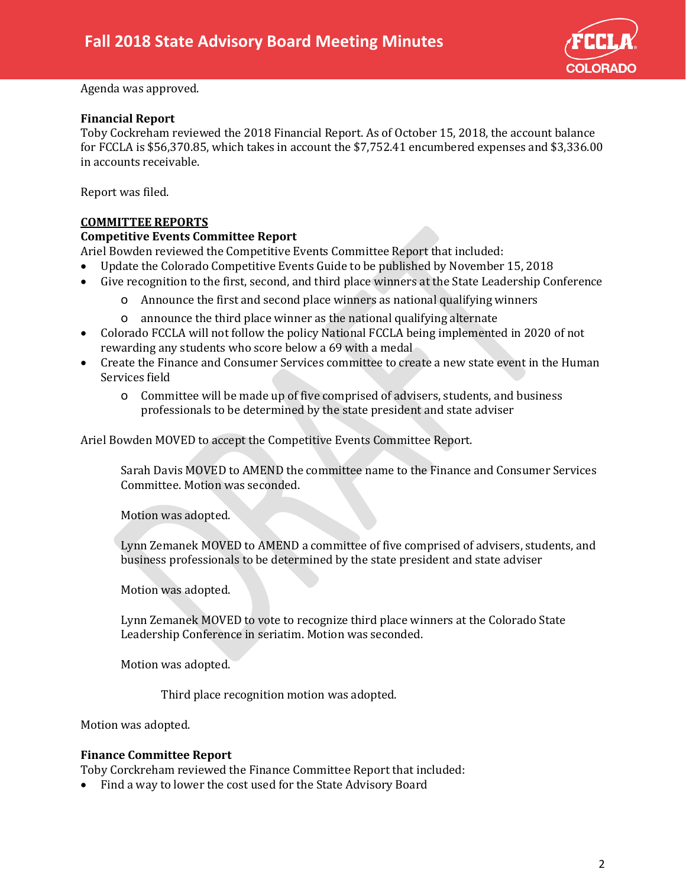Agenda was approved.

**Financial Report**
Toby Cockreham reviewed the 2018 Financial Report. As of October 15, 2018, the account balance for FCCLA is $56,370.85, which takes in account the $7,752.41 encumbered expenses and $3,336.00 in accounts receivable.

Report was filed.

## COMMITTEE REPORTS

**Competitive Events Committee Report**
Ariel Bowden reviewed the Competitive Events Committee Report that included:

- Update the Colorado Competitive Events Guide to be published by November 15, 2018
- Give recognition to the first, second, and third place winners at the State Leadership Conference
    - Announce the first and second place winners as national qualifying winners
    - announce the third place winner as the national qualifying alternate
- Colorado FCCLA will not follow the policy National FCCLA being implemented in 2020 of not rewarding any students who score below a 69 with a medal
- Create the Finance and Consumer Services committee to create a new state event in the Human Services field
    - Committee will be made up of five comprised of advisers, students, and business professionals to be determined by the state president and state adviser

Ariel Bowden MOVED to accept the Competitive Events Committee Report.

> Sarah Davis MOVED to AMEND the committee name to the Finance and Consumer Services Committee. Motion was seconded.
>
> Motion was adopted.
>
> Lynn Zemanek MOVED to AMEND a committee of five comprised of advisers, students, and business professionals to be determined by the state president and state adviser
>
> Motion was adopted.
>
> Lynn Zemanek MOVED to vote to recognize third place winners at the Colorado State Leadership Conference in seriatim. Motion was seconded.
>
> Motion was adopted.
>
> > Third place recognition motion was adopted.

Motion was adopted.

**Finance Committee Report**
Toby Corckreham reviewed the Finance Committee Report that included:

- Find a way to lower the cost used for the State Advisory Board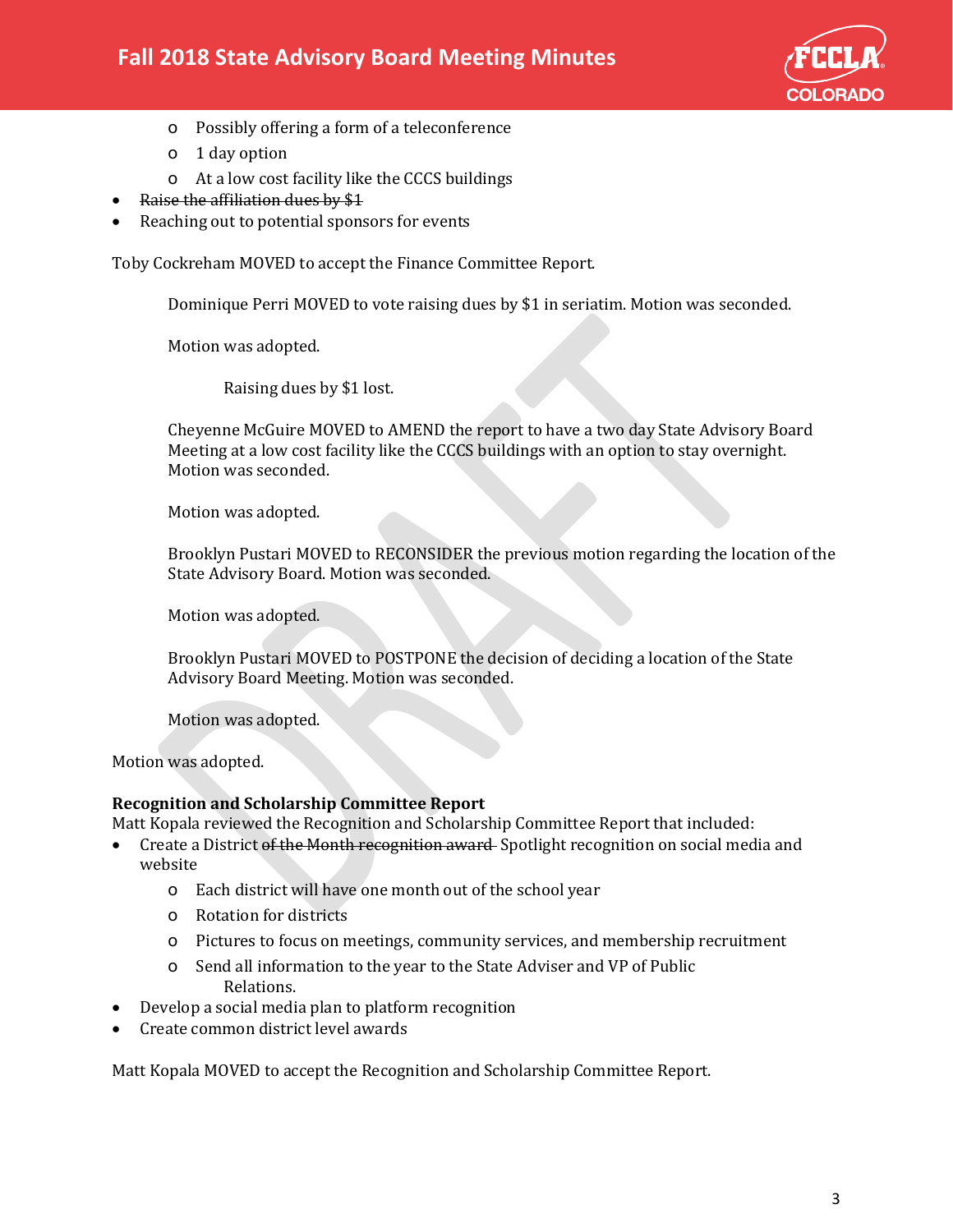- Possibly offering a form of a teleconference
  - 1 day option
  - At a low cost facility like the CCCS buildings
- ~~Raise the affiliation dues by $1~~
- Reaching out to potential sponsors for events

Toby Cockreham MOVED to accept the Finance Committee Report.

> Dominique Perri MOVED to vote raising dues by $1 in seriatim. Motion was seconded.
>
> Motion was adopted.
>
> > Raising dues by $1 lost.
>
> Cheyenne McGuire MOVED to AMEND the report to have a two day State Advisory Board Meeting at a low cost facility like the CCCS buildings with an option to stay overnight. Motion was seconded.
>
> Motion was adopted.
>
> Brooklyn Pustari MOVED to RECONSIDER the previous motion regarding the location of the State Advisory Board. Motion was seconded.
>
> Motion was adopted.
>
> Brooklyn Pustari MOVED to POSTPONE the decision of deciding a location of the State Advisory Board Meeting. Motion was seconded.
>
> Motion was adopted.

Motion was adopted.

**Recognition and Scholarship Committee Report**

Matt Kopala reviewed the Recognition and Scholarship Committee Report that included:

- Create a District ~~of the Month recognition award~~ Spotlight recognition on social media and website
  - Each district will have one month out of the school year
  - Rotation for districts
  - Pictures to focus on meetings, community services, and membership recruitment
  - Send all information to the year to the State Adviser and VP of Public Relations.
- Develop a social media plan to platform recognition
- Create common district level awards

Matt Kopala MOVED to accept the Recognition and Scholarship Committee Report.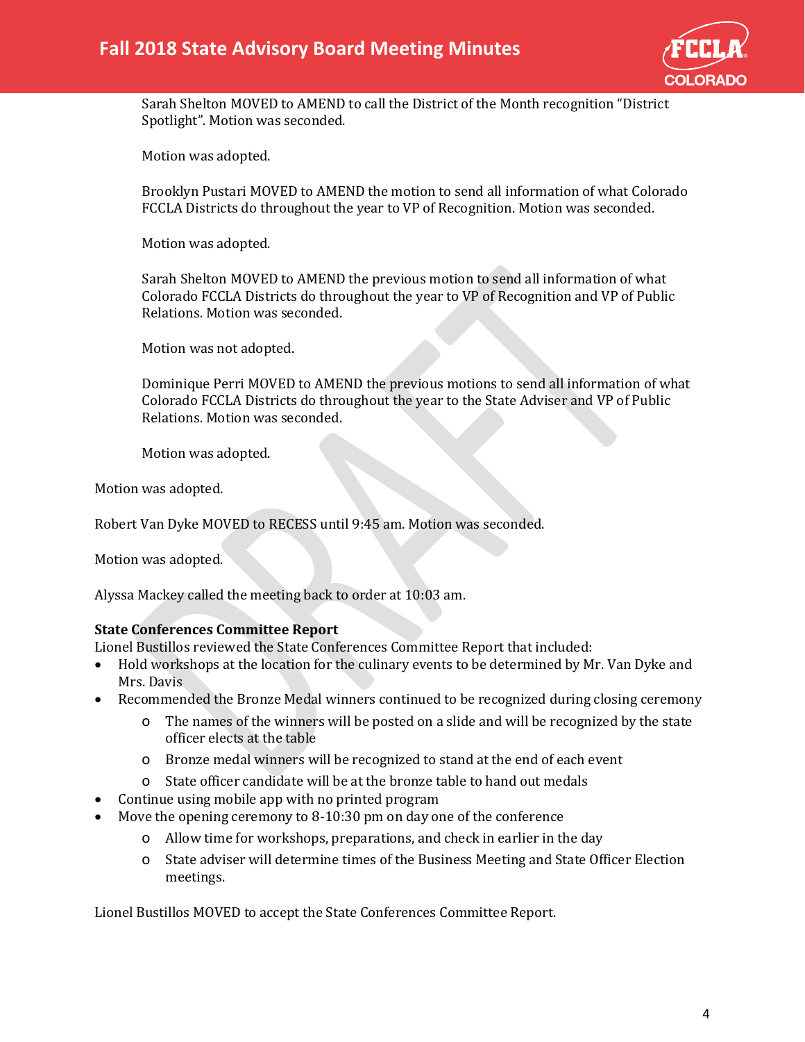Sarah Shelton MOVED to AMEND to call the District of the Month recognition "District Spotlight". Motion was seconded.

Motion was adopted.

Brooklyn Pustari MOVED to AMEND the motion to send all information of what Colorado FCCLA Districts do throughout the year to VP of Recognition. Motion was seconded.

Motion was adopted.

Sarah Shelton MOVED to AMEND the previous motion to send all information of what Colorado FCCLA Districts do throughout the year to VP of Recognition and VP of Public Relations. Motion was seconded.

Motion was not adopted.

Dominique Perri MOVED to AMEND the previous motions to send all information of what Colorado FCCLA Districts do throughout the year to the State Adviser and VP of Public Relations. Motion was seconded.

Motion was adopted.

Motion was adopted.

Robert Van Dyke MOVED to RECESS until 9:45 am. Motion was seconded.

Motion was adopted.

Alyssa Mackey called the meeting back to order at 10:03 am.

**State Conferences Committee Report**

Lionel Bustillos reviewed the State Conferences Committee Report that included:

- Hold workshops at the location for the culinary events to be determined by Mr. Van Dyke and Mrs. Davis
- Recommended the Bronze Medal winners continued to be recognized during closing ceremony
  - The names of the winners will be posted on a slide and will be recognized by the state officer elects at the table
  - Bronze medal winners will be recognized to stand at the end of each event
  - State officer candidate will be at the bronze table to hand out medals
- Continue using mobile app with no printed program
- Move the opening ceremony to 8-10:30 pm on day one of the conference
  - Allow time for workshops, preparations, and check in earlier in the day
  - State adviser will determine times of the Business Meeting and State Officer Election meetings.

Lionel Bustillos MOVED to accept the State Conferences Committee Report.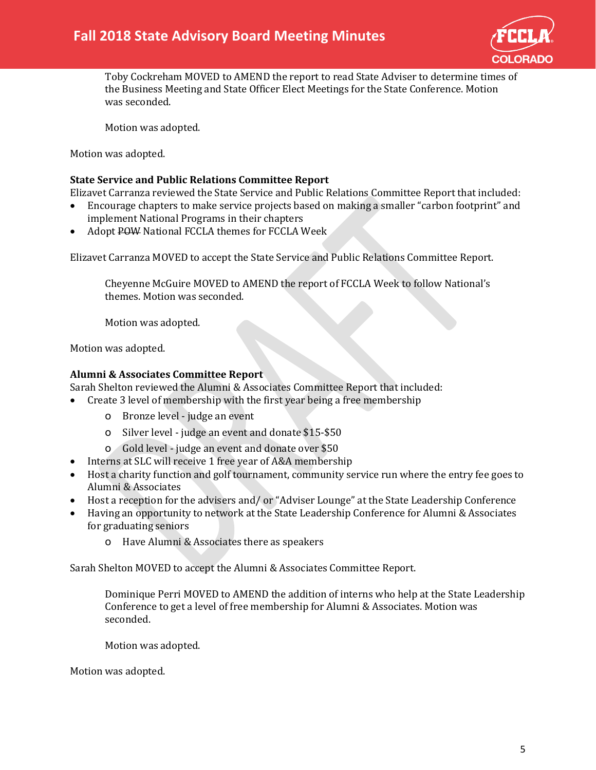Toby Cockreham MOVED to AMEND the report to read State Adviser to determine times of the Business Meeting and State Officer Elect Meetings for the State Conference. Motion was seconded.

Motion was adopted.

Motion was adopted.

**State Service and Public Relations Committee Report**

Elizavet Carranza reviewed the State Service and Public Relations Committee Report that included:

- Encourage chapters to make service projects based on making a smaller "carbon footprint" and implement National Programs in their chapters
- Adopt ~~POW~~ National FCCLA themes for FCCLA Week

Elizavet Carranza MOVED to accept the State Service and Public Relations Committee Report.

Cheyenne McGuire MOVED to AMEND the report of FCCLA Week to follow National's themes. Motion was seconded.

Motion was adopted.

Motion was adopted.

**Alumni & Associates Committee Report**

Sarah Shelton reviewed the Alumni & Associates Committee Report that included:

- Create 3 level of membership with the first year being a free membership
  - Bronze level - judge an event
  - Silver level - judge an event and donate $15-$50
  - Gold level - judge an event and donate over $50
- Interns at SLC will receive 1 free year of A&A membership
- Host a charity function and golf tournament, community service run where the entry fee goes to Alumni & Associates
- Host a reception for the advisers and/ or "Adviser Lounge" at the State Leadership Conference
- Having an opportunity to network at the State Leadership Conference for Alumni & Associates for graduating seniors
  - Have Alumni & Associates there as speakers

Sarah Shelton MOVED to accept the Alumni & Associates Committee Report.

Dominique Perri MOVED to AMEND the addition of interns who help at the State Leadership Conference to get a level of free membership for Alumni & Associates. Motion was seconded.

Motion was adopted.

Motion was adopted.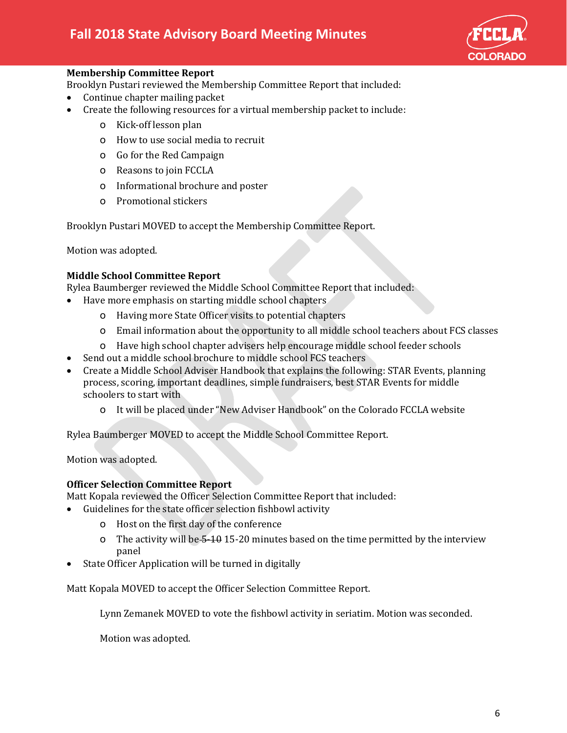### Membership Committee Report

Brooklyn Pustari reviewed the Membership Committee Report that included:

- Continue chapter mailing packet
- Create the following resources for a virtual membership packet to include:
    - Kick-off lesson plan
    - How to use social media to recruit
    - Go for the Red Campaign
    - Reasons to join FCCLA
    - Informational brochure and poster
    - Promotional stickers

Brooklyn Pustari MOVED to accept the Membership Committee Report.

Motion was adopted.

### Middle School Committee Report

Rylea Baumberger reviewed the Middle School Committee Report that included:

- Have more emphasis on starting middle school chapters
    - Having more State Officer visits to potential chapters
    - Email information about the opportunity to all middle school teachers about FCS classes
    - Have high school chapter advisers help encourage middle school feeder schools
- Send out a middle school brochure to middle school FCS teachers
- Create a Middle School Adviser Handbook that explains the following: STAR Events, planning process, scoring, important deadlines, simple fundraisers, best STAR Events for middle schoolers to start with
    - It will be placed under "New Adviser Handbook" on the Colorado FCCLA website

Rylea Baumberger MOVED to accept the Middle School Committee Report.

Motion was adopted.

### Officer Selection Committee Report

Matt Kopala reviewed the Officer Selection Committee Report that included:

- Guidelines for the state officer selection fishbowl activity
    - Host on the first day of the conference
    - The activity will be ~~5-10~~ 15-20 minutes based on the time permitted by the interview panel
- State Officer Application will be turned in digitally

Matt Kopala MOVED to accept the Officer Selection Committee Report.

> Lynn Zemanek MOVED to vote the fishbowl activity in seriatim. Motion was seconded.
>
> Motion was adopted.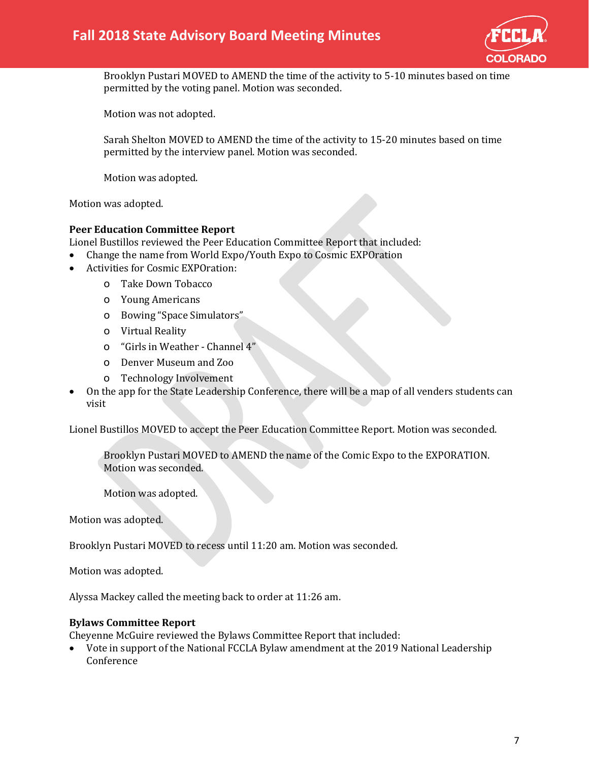Brooklyn Pustari MOVED to AMEND the time of the activity to 5-10 minutes based on time permitted by the voting panel. Motion was seconded.

Motion was not adopted.

Sarah Shelton MOVED to AMEND the time of the activity to 15-20 minutes based on time permitted by the interview panel. Motion was seconded.

Motion was adopted.

Motion was adopted.

**Peer Education Committee Report**
Lionel Bustillos reviewed the Peer Education Committee Report that included:

- Change the name from World Expo/Youth Expo to Cosmic EXPOration
- Activities for Cosmic EXPOration:
  - Take Down Tobacco
  - Young Americans
  - Bowing "Space Simulators"
  - Virtual Reality
  - "Girls in Weather - Channel 4"
  - Denver Museum and Zoo
  - Technology Involvement
- On the app for the State Leadership Conference, there will be a map of all venders students can visit

Lionel Bustillos MOVED to accept the Peer Education Committee Report. Motion was seconded.

Brooklyn Pustari MOVED to AMEND the name of the Comic Expo to the EXPORATION. Motion was seconded.

Motion was adopted.

Motion was adopted.

Brooklyn Pustari MOVED to recess until 11:20 am. Motion was seconded.

Motion was adopted.

Alyssa Mackey called the meeting back to order at 11:26 am.

**Bylaws Committee Report**
Cheyenne McGuire reviewed the Bylaws Committee Report that included:

- Vote in support of the National FCCLA Bylaw amendment at the 2019 National Leadership Conference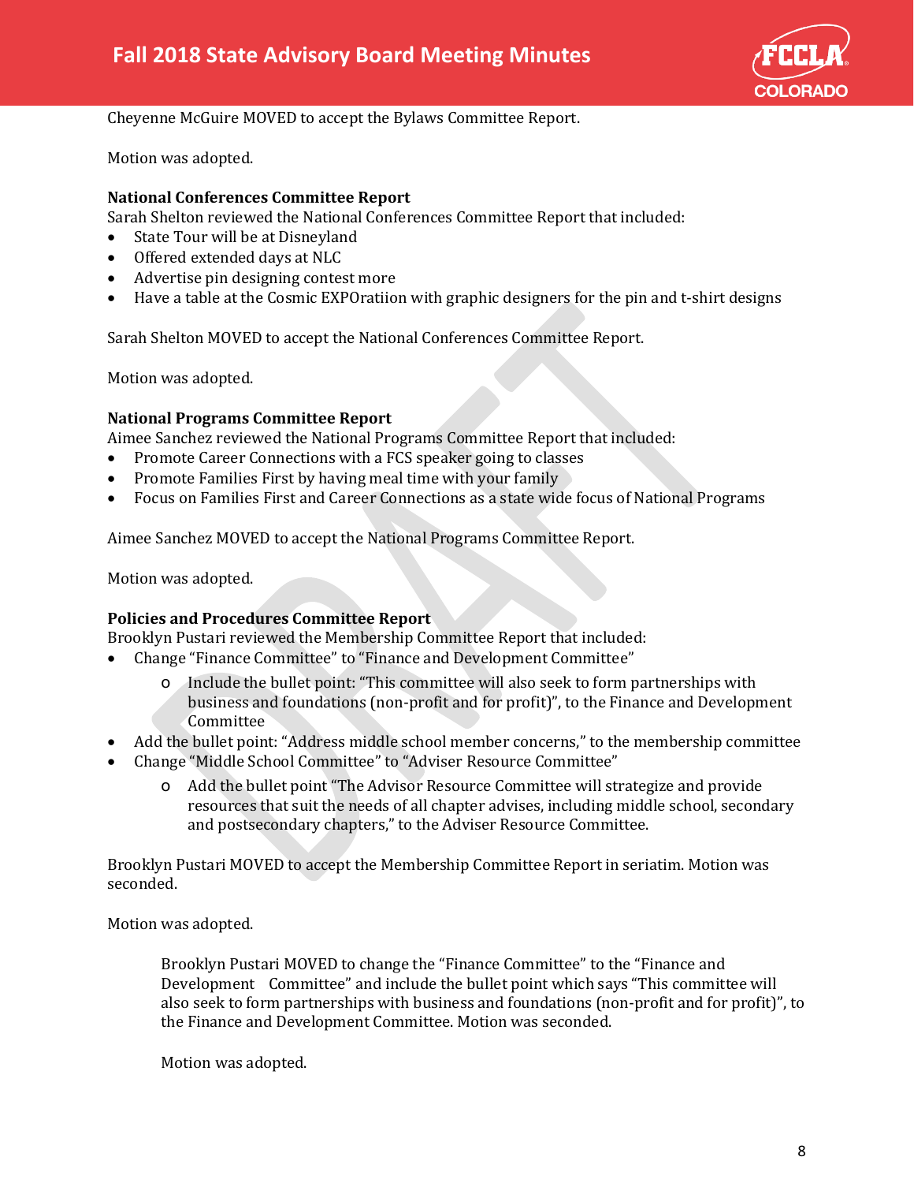Cheyenne McGuire MOVED to accept the Bylaws Committee Report.

Motion was adopted.

**National Conferences Committee Report**
Sarah Shelton reviewed the National Conferences Committee Report that included:

- State Tour will be at Disneyland
- Offered extended days at NLC
- Advertise pin designing contest more
- Have a table at the Cosmic EXPOratiion with graphic designers for the pin and t-shirt designs

Sarah Shelton MOVED to accept the National Conferences Committee Report.

Motion was adopted.

**National Programs Committee Report**
Aimee Sanchez reviewed the National Programs Committee Report that included:

- Promote Career Connections with a FCS speaker going to classes
- Promote Families First by having meal time with your family
- Focus on Families First and Career Connections as a state wide focus of National Programs

Aimee Sanchez MOVED to accept the National Programs Committee Report.

Motion was adopted.

**Policies and Procedures Committee Report**
Brooklyn Pustari reviewed the Membership Committee Report that included:

- Change "Finance Committee" to "Finance and Development Committee"
  - Include the bullet point: "This committee will also seek to form partnerships with business and foundations (non-profit and for profit)", to the Finance and Development Committee
- Add the bullet point: "Address middle school member concerns," to the membership committee
- Change "Middle School Committee" to "Adviser Resource Committee"
  - Add the bullet point "The Advisor Resource Committee will strategize and provide resources that suit the needs of all chapter advises, including middle school, secondary and postsecondary chapters," to the Adviser Resource Committee.

Brooklyn Pustari MOVED to accept the Membership Committee Report in seriatim. Motion was seconded.

Motion was adopted.

> Brooklyn Pustari MOVED to change the "Finance Committee" to the "Finance and Development Committee" and include the bullet point which says "This committee will also seek to form partnerships with business and foundations (non-profit and for profit)", to the Finance and Development Committee. Motion was seconded.
>
> Motion was adopted.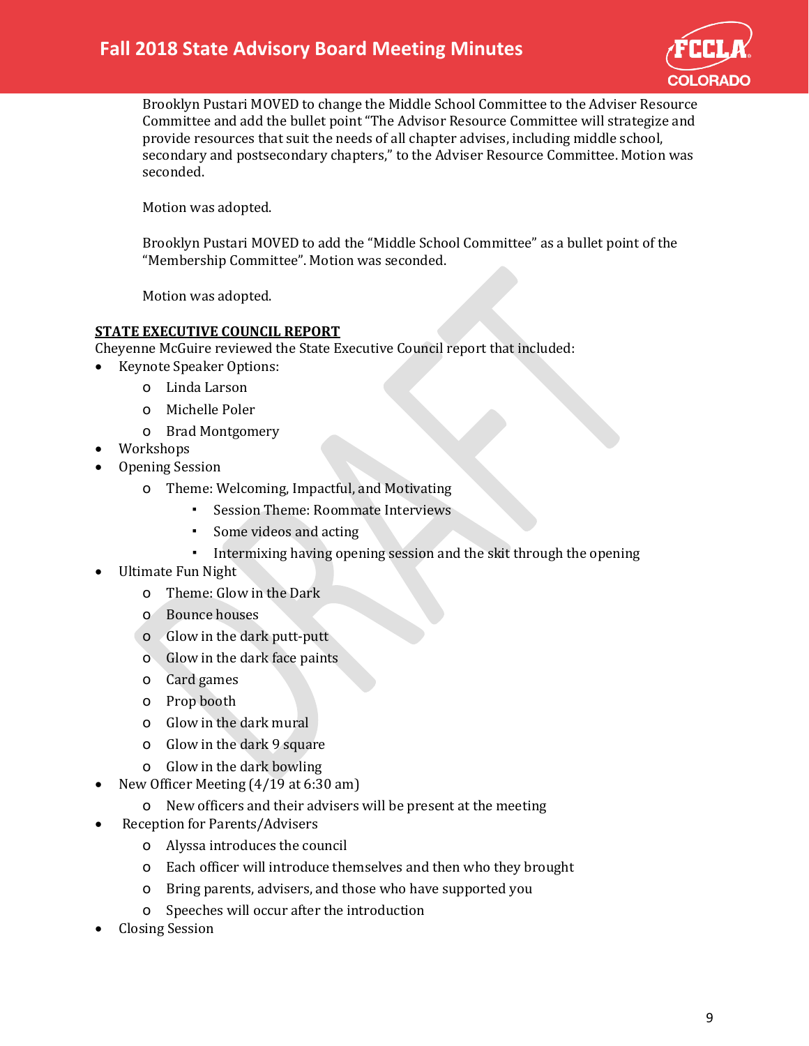Brooklyn Pustari MOVED to change the Middle School Committee to the Adviser Resource Committee and add the bullet point "The Advisor Resource Committee will strategize and provide resources that suit the needs of all chapter advises, including middle school, secondary and postsecondary chapters," to the Adviser Resource Committee. Motion was seconded.

Motion was adopted.

Brooklyn Pustari MOVED to add the "Middle School Committee" as a bullet point of the "Membership Committee". Motion was seconded.

Motion was adopted.

**STATE EXECUTIVE COUNCIL REPORT**

Cheyenne McGuire reviewed the State Executive Council report that included:

- Keynote Speaker Options:
  - Linda Larson
  - Michelle Poler
  - Brad Montgomery
- Workshops
- Opening Session
  - Theme: Welcoming, Impactful, and Motivating
    - Session Theme: Roommate Interviews
    - Some videos and acting
    - Intermixing having opening session and the skit through the opening
- Ultimate Fun Night
  - Theme: Glow in the Dark
  - Bounce houses
  - Glow in the dark putt-putt
  - Glow in the dark face paints
  - Card games
  - Prop booth
  - Glow in the dark mural
  - Glow in the dark 9 square
  - Glow in the dark bowling
- New Officer Meeting (4/19 at 6:30 am)
  - New officers and their advisers will be present at the meeting
- Reception for Parents/Advisers
  - Alyssa introduces the council
  - Each officer will introduce themselves and then who they brought
  - Bring parents, advisers, and those who have supported you
  - Speeches will occur after the introduction
- Closing Session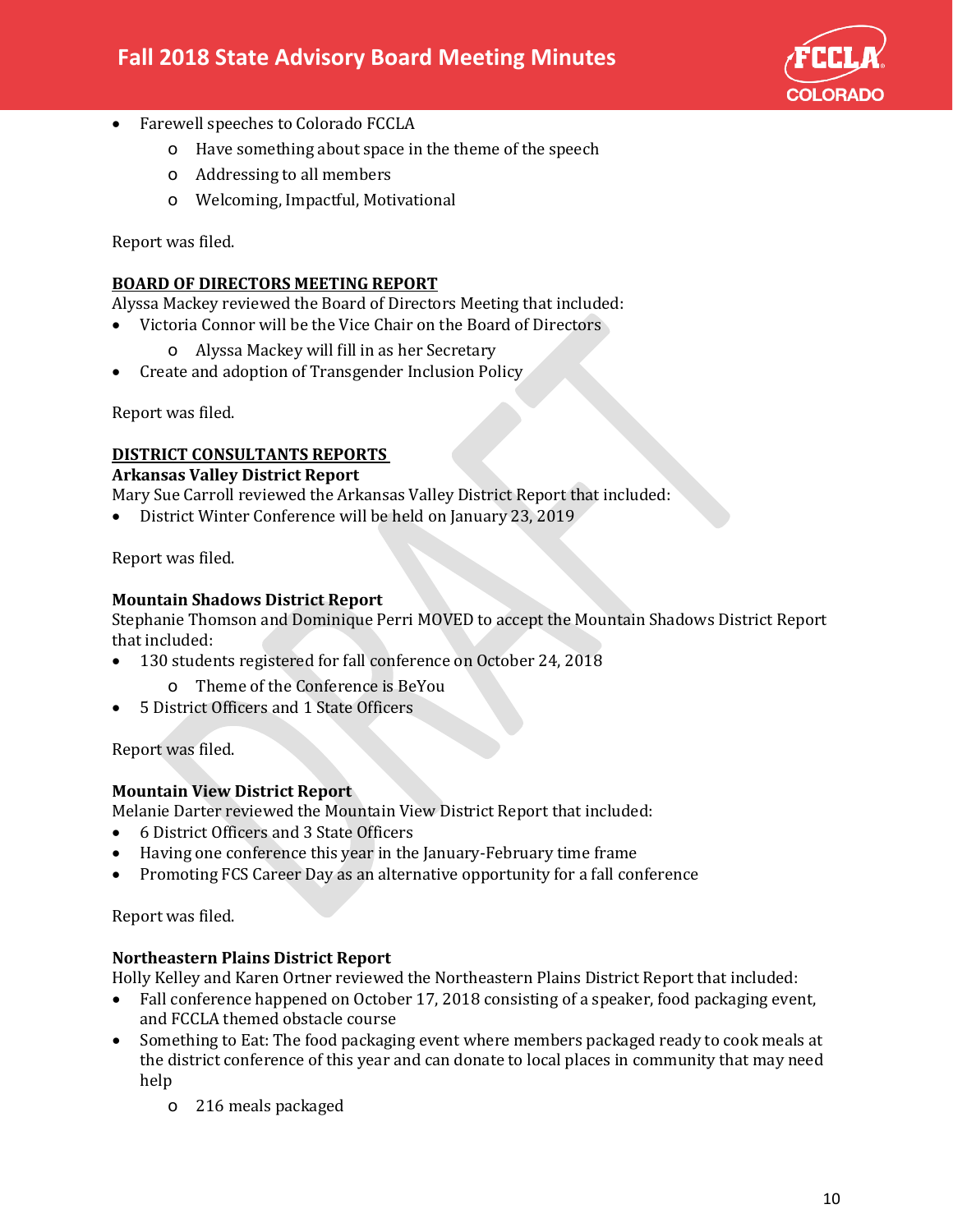- Farewell speeches to Colorado FCCLA
    - Have something about space in the theme of the speech
    - Addressing to all members
    - Welcoming, Impactful, Motivational

Report was filed.

**BOARD OF DIRECTORS MEETING REPORT**

Alyssa Mackey reviewed the Board of Directors Meeting that included:

- Victoria Connor will be the Vice Chair on the Board of Directors
    - Alyssa Mackey will fill in as her Secretary
- Create and adoption of Transgender Inclusion Policy

Report was filed.

**DISTRICT CONSULTANTS REPORTS**

**Arkansas Valley District Report**

Mary Sue Carroll reviewed the Arkansas Valley District Report that included:

- District Winter Conference will be held on January 23, 2019

Report was filed.

**Mountain Shadows District Report**

Stephanie Thomson and Dominique Perri MOVED to accept the Mountain Shadows District Report that included:

- 130 students registered for fall conference on October 24, 2018
    - Theme of the Conference is BeYou
- 5 District Officers and 1 State Officers

Report was filed.

**Mountain View District Report**

Melanie Darter reviewed the Mountain View District Report that included:

- 6 District Officers and 3 State Officers
- Having one conference this year in the January-February time frame
- Promoting FCS Career Day as an alternative opportunity for a fall conference

Report was filed.

**Northeastern Plains District Report**

Holly Kelley and Karen Ortner reviewed the Northeastern Plains District Report that included:

- Fall conference happened on October 17, 2018 consisting of a speaker, food packaging event, and FCCLA themed obstacle course
- Something to Eat: The food packaging event where members packaged ready to cook meals at the district conference of this year and can donate to local places in community that may need help
    - 216 meals packaged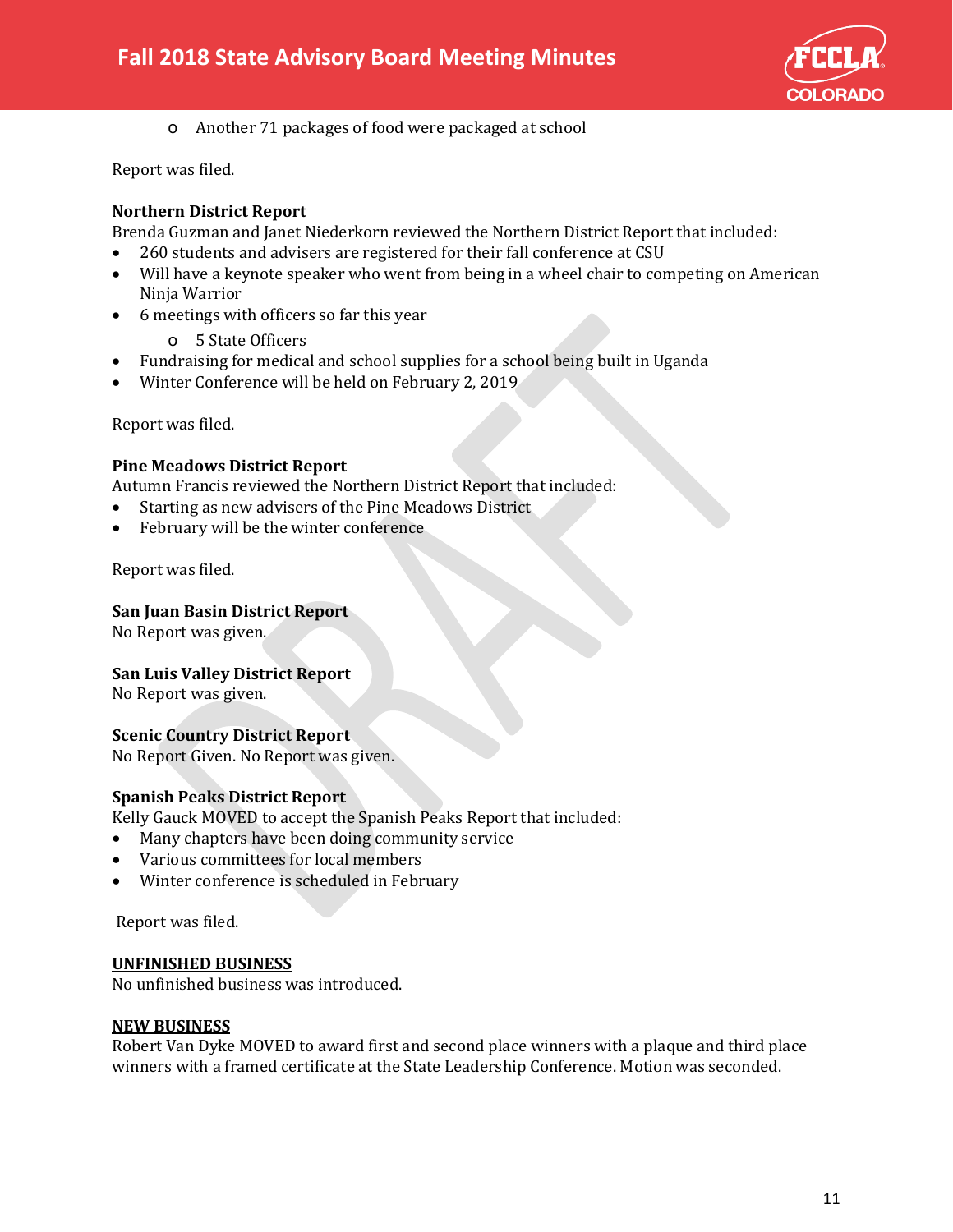- Another 71 packages of food were packaged at school

Report was filed.

**Northern District Report**
Brenda Guzman and Janet Niederkorn reviewed the Northern District Report that included:

- 260 students and advisers are registered for their fall conference at CSU
- Will have a keynote speaker who went from being in a wheel chair to competing on American Ninja Warrior
- 6 meetings with officers so far this year
  - 5 State Officers
- Fundraising for medical and school supplies for a school being built in Uganda
- Winter Conference will be held on February 2, 2019

Report was filed.

**Pine Meadows District Report**
Autumn Francis reviewed the Northern District Report that included:

- Starting as new advisers of the Pine Meadows District
- February will be the winter conference

Report was filed.

**San Juan Basin District Report**
No Report was given.

**San Luis Valley District Report**
No Report was given.

**Scenic Country District Report**
No Report Given. No Report was given.

**Spanish Peaks District Report**
Kelly Gauck MOVED to accept the Spanish Peaks Report that included:

- Many chapters have been doing community service
- Various committees for local members
- Winter conference is scheduled in February

Report was filed.

**UNFINISHED BUSINESS**
No unfinished business was introduced.

**NEW BUSINESS**
Robert Van Dyke MOVED to award first and second place winners with a plaque and third place winners with a framed certificate at the State Leadership Conference. Motion was seconded.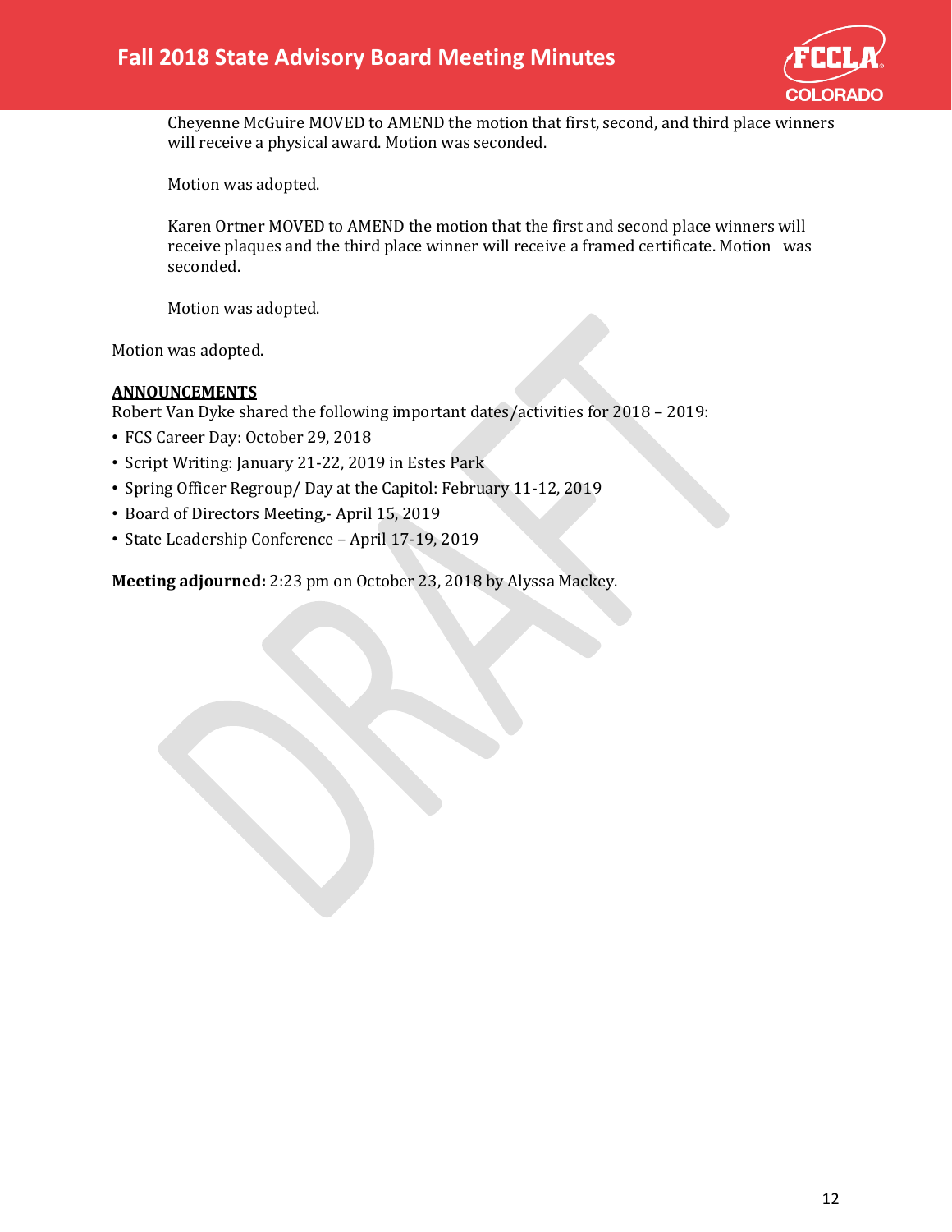Cheyenne McGuire MOVED to AMEND the motion that first, second, and third place winners will receive a physical award. Motion was seconded.

Motion was adopted.

Karen Ortner MOVED to AMEND the motion that the first and second place winners will receive plaques and the third place winner will receive a framed certificate. Motion was seconded.

Motion was adopted.

Motion was adopted.

**ANNOUNCEMENTS**

Robert Van Dyke shared the following important dates/activities for 2018 – 2019:

- FCS Career Day: October 29, 2018
- Script Writing: January 21-22, 2019 in Estes Park
- Spring Officer Regroup/ Day at the Capitol: February 11-12, 2019
- Board of Directors Meeting,- April 15, 2019
- State Leadership Conference – April 17-19, 2019

**Meeting adjourned:** 2:23 pm on October 23, 2018 by Alyssa Mackey.